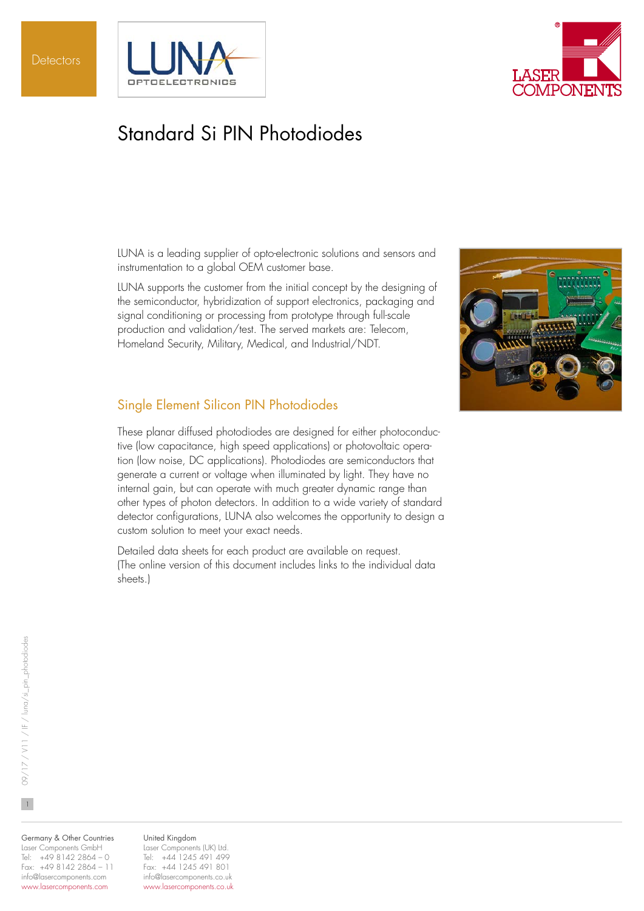Detectors

# Standard Si PIN Photodiodes

LUNA is a leading supplier of opto-electronic solutions and sensors and instrumentation to a global OEM customer base.

LUNA supports the customer from the initial concept by the designing of the semiconductor, hybridization of support electronics, packaging and signal conditioning or processing from prototype through full-scale production and validation/test. The served markets are: Telecom, Homeland Security, Military, Medical, and Industrial/NDT.

## Single Element Silicon PIN Photodiodes

These planar diffused photodiodes are designed for either photoconductive (low capacitance, high speed applications) or photovoltaic operation (low noise, DC applications). Photodiodes are semiconductors that generate a current or voltage when illuminated by light. They have no internal gain, but can operate with much greater dynamic range than other types of photon detectors. In addition to a wide variety of standard detector configurations, LUNA also welcomes the opportunity to design a custom solution to meet your exact needs.

Detailed data sheets for each product are available on request.
(The online version of this document includes links to the individual data sheets.)

Germany & Other Countries
Laser Components GmbH
Tel: +49 8142 2864 – 0
Fax: +49 8142 2864 – 11
info@lasercomponents.com
www.lasercomponents.com

United Kingdom
Laser Components (UK) Ltd.
Tel: +44 1245 491 499
Fax: +44 1245 491 801
info@lasercomponents.co.uk
www.lasercomponents.co.uk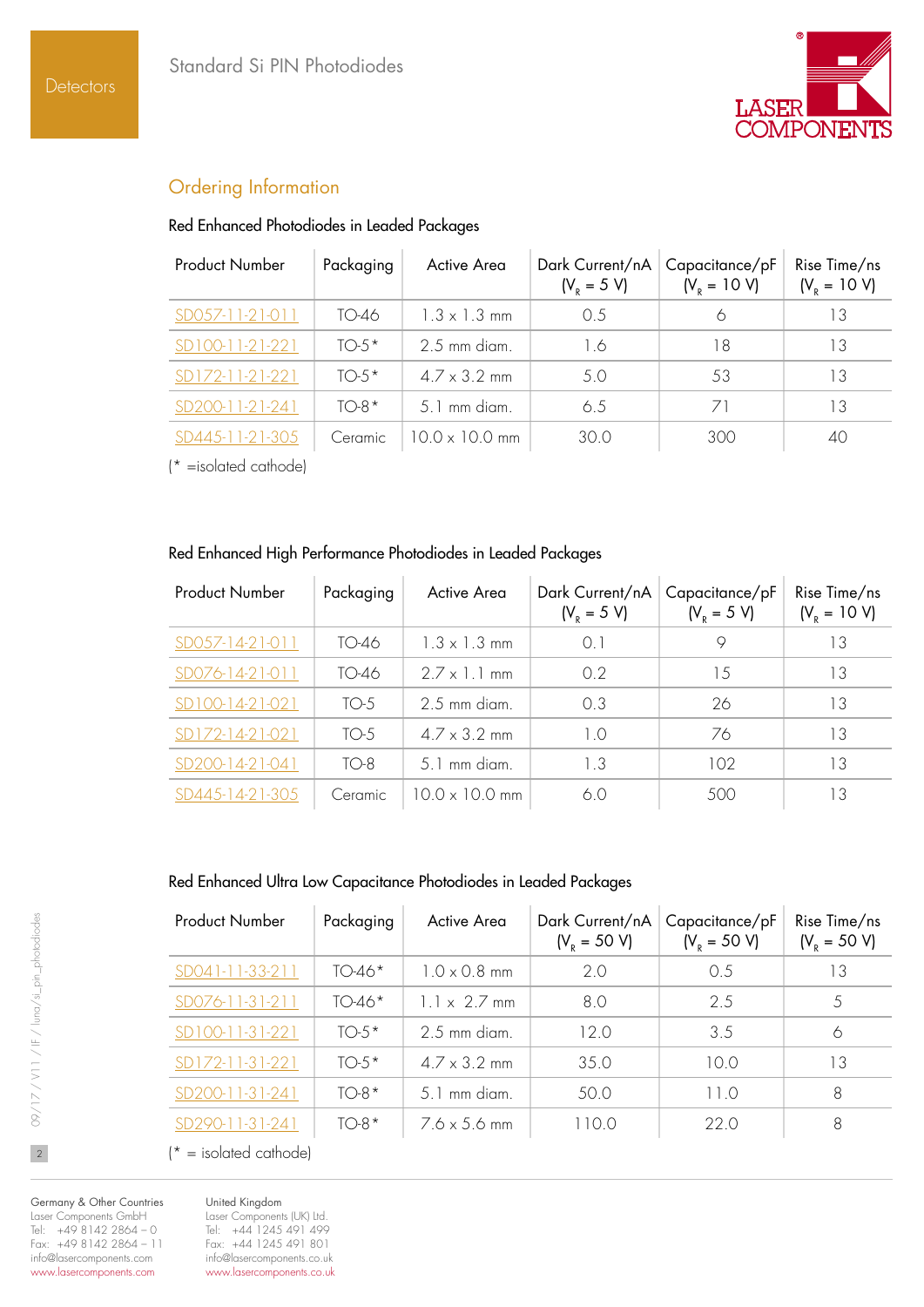## Ordering Information

### Red Enhanced Photodiodes in Leaded Packages

| Product Number | Packaging | Active Area | Dark Current/nA ($V_R$ = 5 V) | Capacitance/pF ($V_R$ = 10 V) | Rise Time/ns ($V_R$ = 10 V) |
|---|---|---|---|---|---|
| SD057-11-21-011 | TO-46 | 1.3 x 1.3 mm | 0.5 | 6 | 13 |
| SD100-11-21-221 | TO-5* | 2.5 mm diam. | 1.6 | 18 | 13 |
| SD172-11-21-221 | TO-5* | 4.7 x 3.2 mm | 5.0 | 53 | 13 |
| SD200-11-21-241 | TO-8* | 5.1 mm diam. | 6.5 | 71 | 13 |
| SD445-11-21-305 | Ceramic | 10.0 x 10.0 mm | 30.0 | 300 | 40 |

(* =isolated cathode)

### Red Enhanced High Performance Photodiodes in Leaded Packages

| Product Number | Packaging | Active Area | Dark Current/nA ($V_R$ = 5 V) | Capacitance/pF ($V_R$ = 5 V) | Rise Time/ns ($V_R$ = 10 V) |
|---|---|---|---|---|---|
| SD057-14-21-011 | TO-46 | 1.3 x 1.3 mm | 0.1 | 9 | 13 |
| SD076-14-21-011 | TO-46 | 2.7 x 1.1 mm | 0.2 | 15 | 13 |
| SD100-14-21-021 | TO-5 | 2.5 mm diam. | 0.3 | 26 | 13 |
| SD172-14-21-021 | TO-5 | 4.7 x 3.2 mm | 1.0 | 76 | 13 |
| SD200-14-21-041 | TO-8 | 5.1 mm diam. | 1.3 | 102 | 13 |
| SD445-14-21-305 | Ceramic | 10.0 x 10.0 mm | 6.0 | 500 | 13 |

### Red Enhanced Ultra Low Capacitance Photodiodes in Leaded Packages

| Product Number | Packaging | Active Area | Dark Current/nA ($V_R$ = 50 V) | Capacitance/pF ($V_R$ = 50 V) | Rise Time/ns ($V_R$ = 50 V) |
|---|---|---|---|---|---|
| SD041-11-33-211 | TO-46* | 1.0 x 0.8 mm | 2.0 | 0.5 | 13 |
| SD076-11-31-211 | TO-46* | 1.1 x 2.7 mm | 8.0 | 2.5 | 5 |
| SD100-11-31-221 | TO-5* | 2.5 mm diam. | 12.0 | 3.5 | 6 |
| SD172-11-31-221 | TO-5* | 4.7 x 3.2 mm | 35.0 | 10.0 | 13 |
| SD200-11-31-241 | TO-8* | 5.1 mm diam. | 50.0 | 11.0 | 8 |
| SD290-11-31-241 | TO-8* | 7.6 x 5.6 mm | 110.0 | 22.0 | 8 |

(* = isolated cathode)

Germany & Other Countries
Laser Components GmbH
Tel: +49 8142 2864 – 0
Fax: +49 8142 2864 – 11
info@lasercomponents.com
www.lasercomponents.com

United Kingdom
Laser Components (UK) Ltd.
Tel: +44 1245 491 499
Fax: +44 1245 491 801
info@lasercomponents.co.uk
www.lasercomponents.co.uk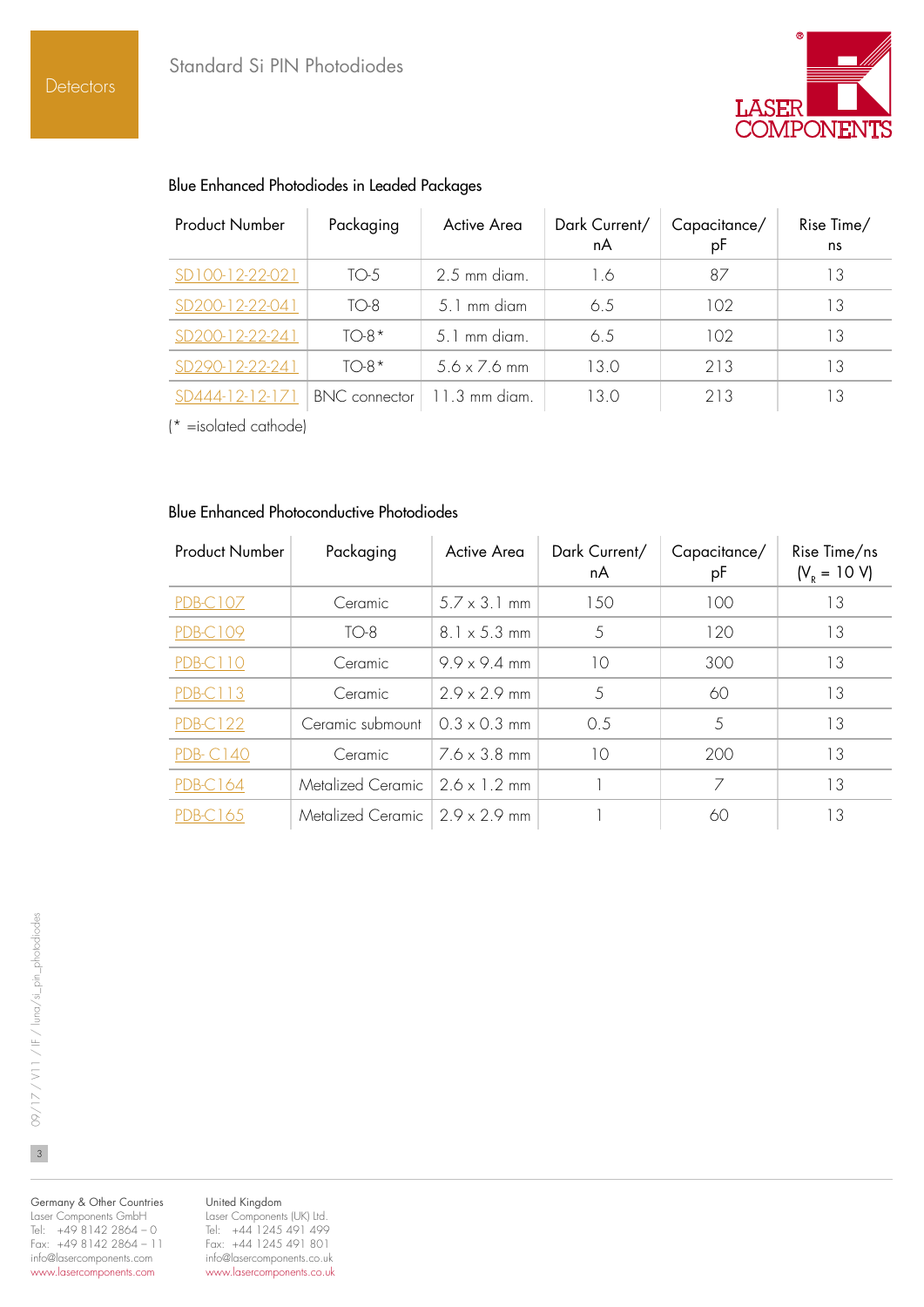## Blue Enhanced Photodiodes in Leaded Packages

| Product Number | Packaging | Active Area | Dark Current/ nA | Capacitance/ pF | Rise Time/ ns |
|---|---|---|---|---|---|
| SD100-12-22-021 | TO-5 | 2.5 mm diam. | 1.6 | 87 | 13 |
| SD200-12-22-041 | TO-8 | 5.1 mm diam | 6.5 | 102 | 13 |
| SD200-12-22-241 | TO-8* | 5.1 mm diam. | 6.5 | 102 | 13 |
| SD290-12-22-241 | TO-8* | 5.6 x 7.6 mm | 13.0 | 213 | 13 |
| SD444-12-12-171 | BNC connector | 11.3 mm diam. | 13.0 | 213 | 13 |

(* =isolated cathode)

## Blue Enhanced Photoconductive Photodiodes

| Product Number | Packaging | Active Area | Dark Current/ nA | Capacitance/ pF | Rise Time/ns ($V_R$ = 10 V) |
|---|---|---|---|---|---|
| PDB-C107 | Ceramic | 5.7 x 3.1 mm | 150 | 100 | 13 |
| PDB-C109 | TO-8 | 8.1 x 5.3 mm | 5 | 120 | 13 |
| PDB-C110 | Ceramic | 9.9 x 9.4 mm | 10 | 300 | 13 |
| PDB-C113 | Ceramic | 2.9 x 2.9 mm | 5 | 60 | 13 |
| PDB-C122 | Ceramic submount | 0.3 x 0.3 mm | 0.5 | 5 | 13 |
| PDB- C140 | Ceramic | 7.6 x 3.8 mm | 10 | 200 | 13 |
| PDB-C164 | Metalized Ceramic | 2.6 x 1.2 mm | 1 | 7 | 13 |
| PDB-C165 | Metalized Ceramic | 2.9 x 2.9 mm | 1 | 60 | 13 |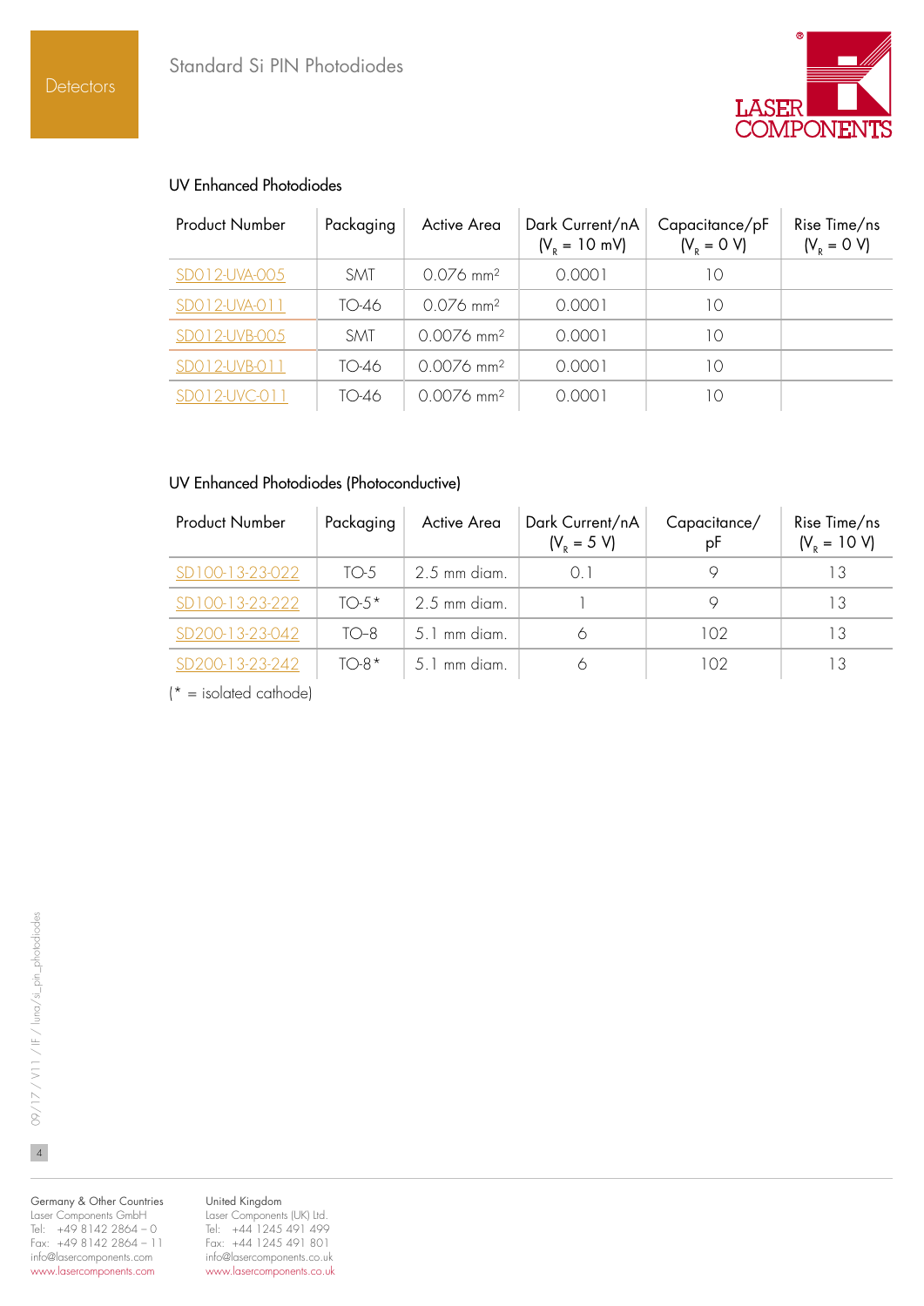## UV Enhanced Photodiodes

| Product Number | Packaging | Active Area | Dark Current/nA ($V_R$ = 10 mV) | Capacitance/pF ($V_R$ = 0 V) | Rise Time/ns ($V_R$ = 0 V) |
|---|---|---|---|---|---|
| SD012-UVA-005 | SMT | 0.076 mm² | 0.0001 | 10 | |
| SD012-UVA-011 | TO-46 | 0.076 mm² | 0.0001 | 10 | |
| SD012-UVB-005 | SMT | 0.0076 mm² | 0.0001 | 10 | |
| SD012-UVB-011 | TO-46 | 0.0076 mm² | 0.0001 | 10 | |
| SD012-UVC-011 | TO-46 | 0.0076 mm² | 0.0001 | 10 | |

## UV Enhanced Photodiodes (Photoconductive)

| Product Number | Packaging | Active Area | Dark Current/nA ($V_R$ = 5 V) | Capacitance/pF | Rise Time/ns ($V_R$ = 10 V) |
|---|---|---|---|---|---|
| SD100-13-23-022 | TO-5 | 2.5 mm diam. | 0.1 | 9 | 13 |
| SD100-13-23-222 | TO-5* | 2.5 mm diam. | 1 | 9 | 13 |
| SD200-13-23-042 | TO-8 | 5.1 mm diam. | 6 | 102 | 13 |
| SD200-13-23-242 | TO-8* | 5.1 mm diam. | 6 | 102 | 13 |

(* = isolated cathode)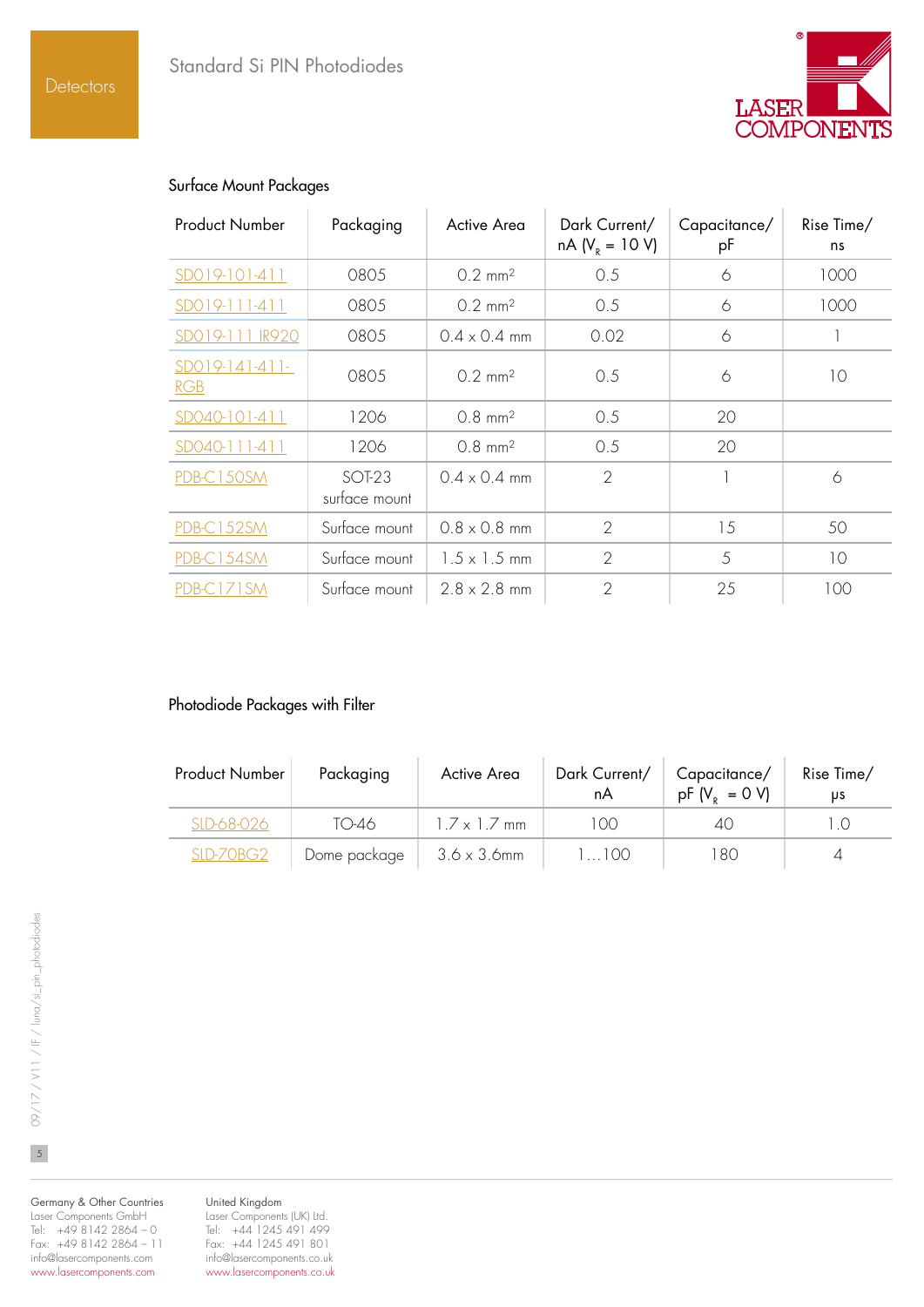## Surface Mount Packages

| Product Number | Packaging | Active Area | Dark Current/ nA ($V_R$ = 10 V) | Capacitance/ pF | Rise Time/ ns |
|---|---|---|---|---|---|
| SD019-101-411 | 0805 | 0.2 mm² | 0.5 | 6 | 1000 |
| SD019-111-411 | 0805 | 0.2 mm² | 0.5 | 6 | 1000 |
| SD019-111 IR920 | 0805 | 0.4 x 0.4 mm | 0.02 | 6 | 1 |
| SD019-141-411-RGB | 0805 | 0.2 mm² | 0.5 | 6 | 10 |
| SD040-101-411 | 1206 | 0.8 mm² | 0.5 | 20 | |
| SD040-111-411 | 1206 | 0.8 mm² | 0.5 | 20 | |
| PDB-C150SM | SOT-23 surface mount | 0.4 x 0.4 mm | 2 | 1 | 6 |
| PDB-C152SM | Surface mount | 0.8 x 0.8 mm | 2 | 15 | 50 |
| PDB-C154SM | Surface mount | 1.5 x 1.5 mm | 2 | 5 | 10 |
| PDB-C171SM | Surface mount | 2.8 x 2.8 mm | 2 | 25 | 100 |

## Photodiode Packages with Filter

| Product Number | Packaging | Active Area | Dark Current/ nA | Capacitance/ pF ($V_R$ = 0 V) | Rise Time/ µs |
|---|---|---|---|---|---|
| SLD-68-026 | TO-46 | 1.7 x 1.7 mm | 100 | 40 | 1.0 |
| SLD-70BG2 | Dome package | 3.6 x 3.6mm | 1…100 | 180 | 4 |

09/17 / V11 / IF / luna/si_pin_photodiodes

Germany & Other Countries
Laser Components GmbH
Tel: +49 8142 2864 – 0
Fax: +49 8142 2864 – 11
info@lasercomponents.com
www.lasercomponents.com

United Kingdom
Laser Components (UK) Ltd.
Tel: +44 1245 491 499
Fax: +44 1245 491 801
info@lasercomponents.co.uk
www.lasercomponents.co.uk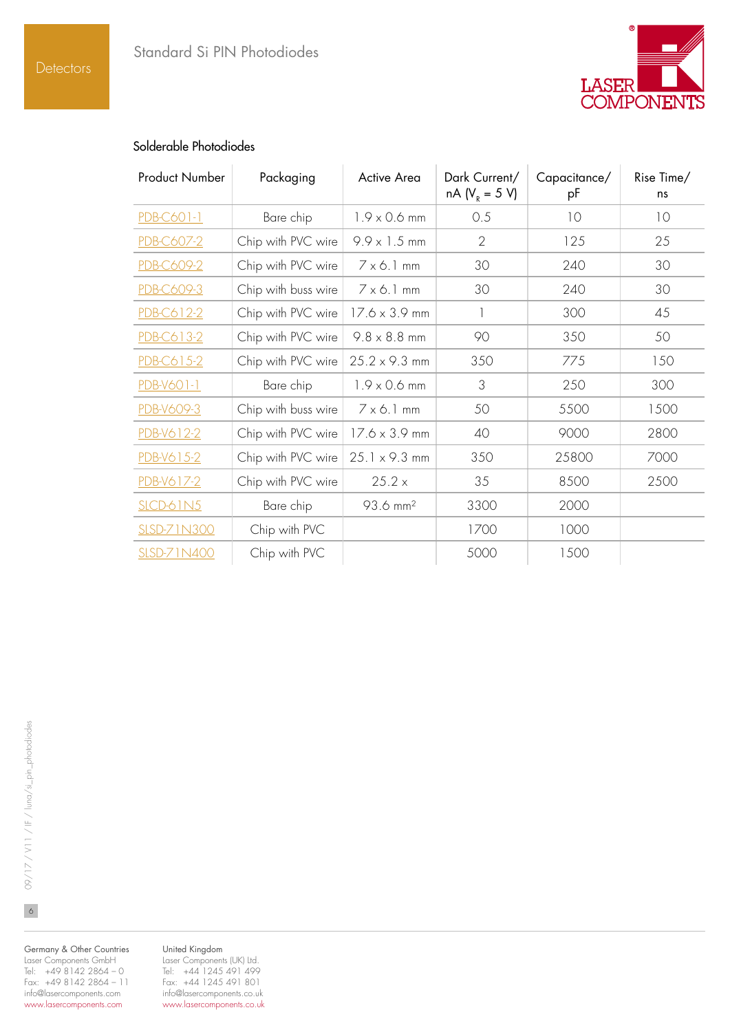Standard Si PIN Photodiodes

## Solderable Photodiodes

| Product Number | Packaging | Active Area | Dark Current/ nA ($V_R$ = 5 V) | Capacitance/ pF | Rise Time/ ns |
|---|---|---|---|---|---|
| PDB-C601-1 | Bare chip | 1.9 x 0.6 mm | 0.5 | 10 | 10 |
| PDB-C607-2 | Chip with PVC wire | 9.9 x 1.5 mm | 2 | 125 | 25 |
| PDB-C609-2 | Chip with PVC wire | 7 x 6.1 mm | 30 | 240 | 30 |
| PDB-C609-3 | Chip with buss wire | 7 x 6.1 mm | 30 | 240 | 30 |
| PDB-C612-2 | Chip with PVC wire | 17.6 x 3.9 mm | 1 | 300 | 45 |
| PDB-C613-2 | Chip with PVC wire | 9.8 x 8.8 mm | 90 | 350 | 50 |
| PDB-C615-2 | Chip with PVC wire | 25.2 x 9.3 mm | 350 | 775 | 150 |
| PDB-V601-1 | Bare chip | 1.9 x 0.6 mm | 3 | 250 | 300 |
| PDB-V609-3 | Chip with buss wire | 7 x 6.1 mm | 50 | 5500 | 1500 |
| PDB-V612-2 | Chip with PVC wire | 17.6 x 3.9 mm | 40 | 9000 | 2800 |
| PDB-V615-2 | Chip with PVC wire | 25.1 x 9.3 mm | 350 | 25800 | 7000 |
| PDB-V617-2 | Chip with PVC wire | 25.2 x | 35 | 8500 | 2500 |
| SLCD-61N5 | Bare chip | 93.6 mm² | 3300 | 2000 | |
| SLSD-71N300 | Chip with PVC | | 1700 | 1000 | |
| SLSD-71N400 | Chip with PVC | | 5000 | 1500 | |

09/17 / V11 / IF / luna/si_pin_photodiodes

Germany & Other Countries
Laser Components GmbH
Tel: +49 8142 2864 – 0
Fax: +49 8142 2864 – 11
info@lasercomponents.com
www.lasercomponents.com

United Kingdom
Laser Components (UK) Ltd.
Tel: +44 1245 491 499
Fax: +44 1245 491 801
info@lasercomponents.co.uk
www.lasercomponents.co.uk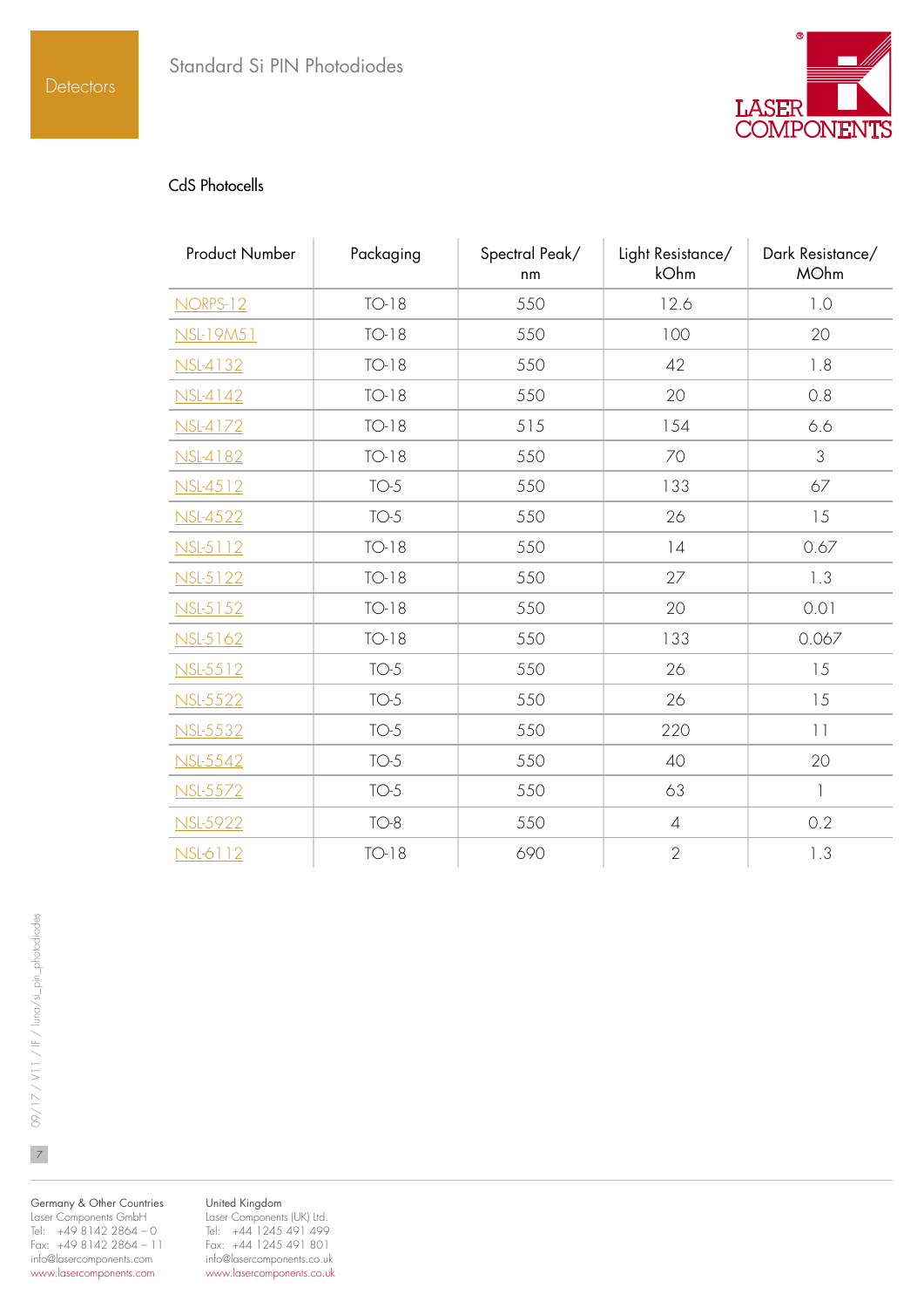## CdS Photocells

| Product Number | Packaging | Spectral Peak/ nm | Light Resistance/ kOhm | Dark Resistance/ MOhm |
|---|---|---|---|---|
| NORPS-12 | TO-18 | 550 | 12.6 | 1.0 |
| NSL-19M51 | TO-18 | 550 | 100 | 20 |
| NSL-4132 | TO-18 | 550 | 42 | 1.8 |
| NSL-4142 | TO-18 | 550 | 20 | 0.8 |
| NSL-4172 | TO-18 | 515 | 154 | 6.6 |
| NSL-4182 | TO-18 | 550 | 70 | 3 |
| NSL-4512 | TO-5 | 550 | 133 | 67 |
| NSL-4522 | TO-5 | 550 | 26 | 15 |
| NSL-5112 | TO-18 | 550 | 14 | 0.67 |
| NSL-5122 | TO-18 | 550 | 27 | 1.3 |
| NSL-5152 | TO-18 | 550 | 20 | 0.01 |
| NSL-5162 | TO-18 | 550 | 133 | 0.067 |
| NSL-5512 | TO-5 | 550 | 26 | 15 |
| NSL-5522 | TO-5 | 550 | 26 | 15 |
| NSL-5532 | TO-5 | 550 | 220 | 11 |
| NSL-5542 | TO-5 | 550 | 40 | 20 |
| NSL-5572 | TO-5 | 550 | 63 | 1 |
| NSL-5922 | TO-8 | 550 | 4 | 0.2 |
| NSL-6112 | TO-18 | 690 | 2 | 1.3 |

Germany & Other Countries
Laser Components GmbH
Tel: +49 8142 2864 – 0
Fax: +49 8142 2864 – 11
info@lasercomponents.com
www.lasercomponents.com

United Kingdom
Laser Components (UK) Ltd.
Tel: +44 1245 491 499
Fax: +44 1245 491 801
info@lasercomponents.co.uk
www.lasercomponents.co.uk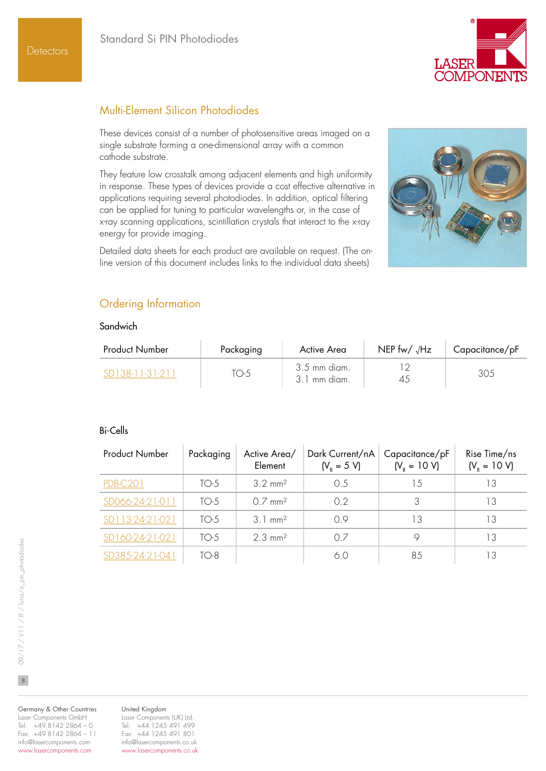## Multi-Element Silicon Photodiodes

These devices consist of a number of photosensitive areas imaged on a single substrate forming a one-dimensional array with a common cathode substrate.

They feature low crosstalk among adjacent elements and high uniformity in response. These types of devices provide a cost effective alternative in applications requiring several photodiodes. In addition, optical filtering can be applied for tuning to particular wavelengths or, in the case of x-ray scanning applications, scintillation crystals that interact to the x-ray energy for provide imaging.

Detailed data sheets for each product are available on request. (The on-line version of this document includes links to the individual data sheets)

## Ordering Information

### Sandwich

| Product Number | Packaging | Active Area | NEP fw/ $\sqrt{}$Hz | Capacitance/pF |
|---|---|---|---|---|
| SD138-11-31-211 | TO-5 | 3.5 mm diam.<br>3.1 mm diam. | 12<br>45 | 305 |

### Bi-Cells

| Product Number | Packaging | Active Area/ Element | Dark Current/nA ($V_R$ = 5 V) | Capacitance/pF ($V_R$ = 10 V) | Rise Time/ns ($V_R$ = 10 V) |
|---|---|---|---|---|---|
| PDB-C201 | TO-5 | 3.2 mm² | 0.5 | 15 | 13 |
| SD066-24-21-011 | TO-5 | 0.7 mm² | 0.2 | 3 | 13 |
| SD113-24-21-021 | TO-5 | 3.1 mm² | 0.9 | 13 | 13 |
| SD160-24-21-021 | TO-5 | 2.3 mm² | 0.7 | 9 | 13 |
| SD385-24-21-041 | TO-8 | | 6.0 | 85 | 13 |

Germany & Other Countries
Laser Components GmbH
Tel: +49 8142 2864 – 0
Fax: +49 8142 2864 – 11
info@lasercomponents.com
www.lasercomponents.com

United Kingdom
Laser Components (UK) Ltd.
Tel: +44 1245 491 499
Fax: +44 1245 491 801
info@lasercomponents.co.uk
www.lasercomponents.co.uk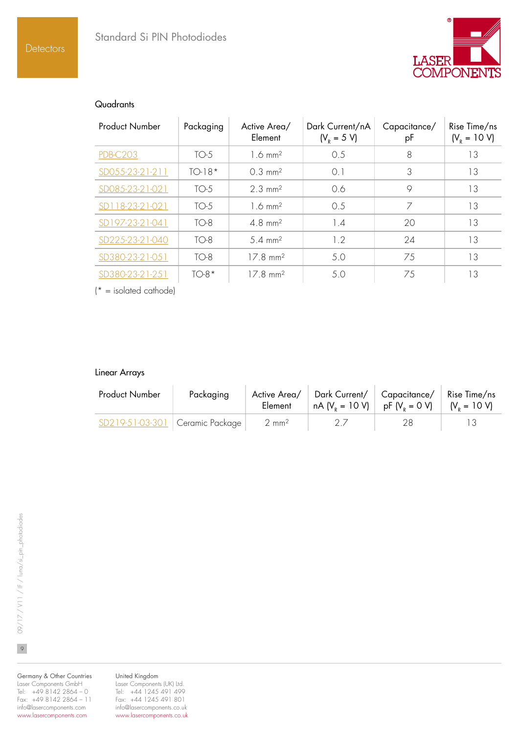## Quadrants

| Product Number | Packaging | Active Area/ Element | Dark Current/nA ($V_R$ = 5 V) | Capacitance/ pF | Rise Time/ns ($V_R$ = 10 V) |
|---|---|---|---|---|---|
| PDB-C203 | TO-5 | 1.6 mm² | 0.5 | 8 | 13 |
| SD055-23-21-211 | TO-18* | 0.3 mm² | 0.1 | 3 | 13 |
| SD085-23-21-021 | TO-5 | 2.3 mm² | 0.6 | 9 | 13 |
| SD118-23-21-021 | TO-5 | 1.6 mm² | 0.5 | 7 | 13 |
| SD197-23-21-041 | TO-8 | 4.8 mm² | 1.4 | 20 | 13 |
| SD225-23-21-040 | TO-8 | 5.4 mm² | 1.2 | 24 | 13 |
| SD380-23-21-051 | TO-8 | 17.8 mm² | 5.0 | 75 | 13 |
| SD380-23-21-251 | TO-8* | 17.8 mm² | 5.0 | 75 | 13 |

(* = isolated cathode)

## Linear Arrays

| Product Number | Packaging | Active Area/ Element | Dark Current/ nA ($V_R$ = 10 V) | Capacitance/ pF ($V_R$ = 0 V) | Rise Time/ns ($V_R$ = 10 V) |
|---|---|---|---|---|---|
| SD219-51-03-301 | Ceramic Package | 2 mm² | 2.7 | 28 | 13 |

Germany & Other Countries
Laser Components GmbH
Tel: +49 8142 2864 – 0
Fax: +49 8142 2864 – 11
info@lasercomponents.com
www.lasercomponents.com

United Kingdom
Laser Components (UK) Ltd.
Tel: +44 1245 491 499
Fax: +44 1245 491 801
info@lasercomponents.co.uk
www.lasercomponents.co.uk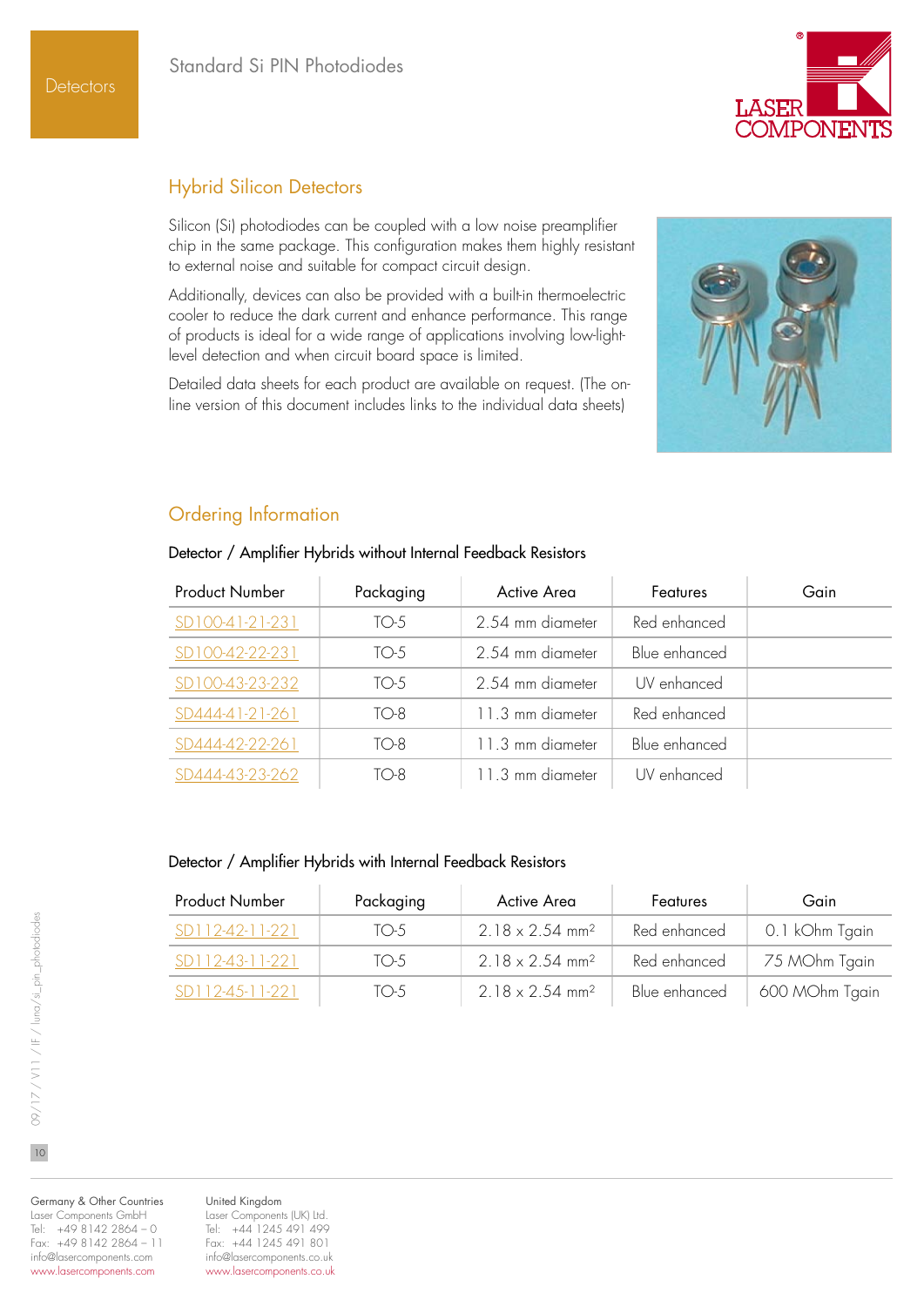## Hybrid Silicon Detectors

Silicon (Si) photodiodes can be coupled with a low noise preamplifier chip in the same package. This configuration makes them highly resistant to external noise and suitable for compact circuit design.

Additionally, devices can also be provided with a built-in thermoelectric cooler to reduce the dark current and enhance performance. This range of products is ideal for a wide range of applications involving low-light-level detection and when circuit board space is limited.

Detailed data sheets for each product are available on request. (The on-line version of this document includes links to the individual data sheets)

## Ordering Information

### Detector / Amplifier Hybrids without Internal Feedback Resistors

| Product Number | Packaging | Active Area | Features | Gain |
|---|---|---|---|---|
| SD100-41-21-231 | TO-5 | 2.54 mm diameter | Red enhanced | |
| SD100-42-22-231 | TO-5 | 2.54 mm diameter | Blue enhanced | |
| SD100-43-23-232 | TO-5 | 2.54 mm diameter | UV enhanced | |
| SD444-41-21-261 | TO-8 | 11.3 mm diameter | Red enhanced | |
| SD444-42-22-261 | TO-8 | 11.3 mm diameter | Blue enhanced | |
| SD444-43-23-262 | TO-8 | 11.3 mm diameter | UV enhanced | |

### Detector / Amplifier Hybrids with Internal Feedback Resistors

| Product Number | Packaging | Active Area | Features | Gain |
|---|---|---|---|---|
| SD112-42-11-221 | TO-5 | 2.18 x 2.54 mm² | Red enhanced | 0.1 kOhm Tgain |
| SD112-43-11-221 | TO-5 | 2.18 x 2.54 mm² | Red enhanced | 75 MOhm Tgain |
| SD112-45-11-221 | TO-5 | 2.18 x 2.54 mm² | Blue enhanced | 600 MOhm Tgain |

Germany & Other Countries
Laser Components GmbH
Tel: +49 8142 2864 – 0
Fax: +49 8142 2864 – 11
info@lasercomponents.com
www.lasercomponents.com

United Kingdom
Laser Components (UK) Ltd.
Tel: +44 1245 491 499
Fax: +44 1245 491 801
info@lasercomponents.co.uk
www.lasercomponents.co.uk